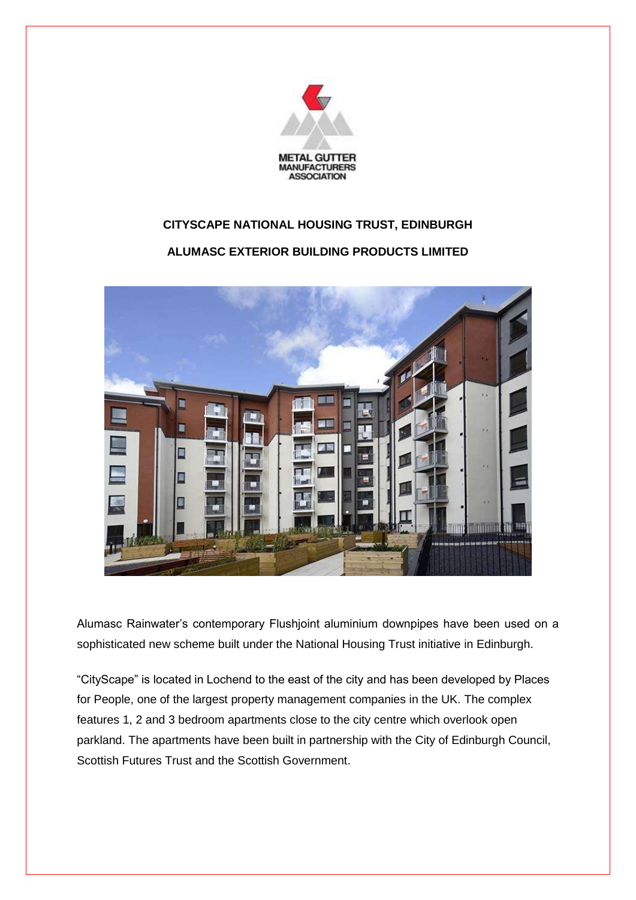METAL GUTTER MANUFACTURERS ASSOCIATION

## CITYSCAPE NATIONAL HOUSING TRUST, EDINBURGH

## ALUMASC EXTERIOR BUILDING PRODUCTS LIMITED

Alumasc Rainwater's contemporary Flushjoint aluminium downpipes have been used on a sophisticated new scheme built under the National Housing Trust initiative in Edinburgh.

"CityScape" is located in Lochend to the east of the city and has been developed by Places for People, one of the largest property management companies in the UK. The complex features 1, 2 and 3 bedroom apartments close to the city centre which overlook open parkland. The apartments have been built in partnership with the City of Edinburgh Council, Scottish Futures Trust and the Scottish Government.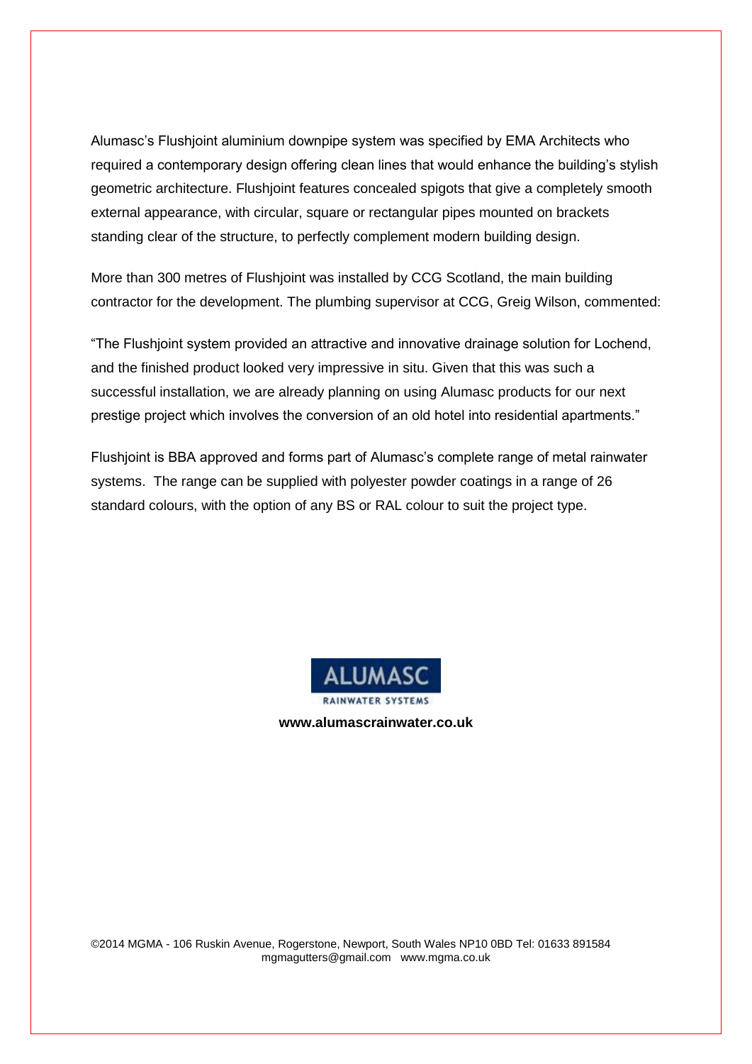Alumasc's Flushjoint aluminium downpipe system was specified by EMA Architects who required a contemporary design offering clean lines that would enhance the building's stylish geometric architecture. Flushjoint features concealed spigots that give a completely smooth external appearance, with circular, square or rectangular pipes mounted on brackets standing clear of the structure, to perfectly complement modern building design.

More than 300 metres of Flushjoint was installed by CCG Scotland, the main building contractor for the development. The plumbing supervisor at CCG, Greig Wilson, commented:

"The Flushjoint system provided an attractive and innovative drainage solution for Lochend, and the finished product looked very impressive in situ. Given that this was such a successful installation, we are already planning on using Alumasc products for our next prestige project which involves the conversion of an old hotel into residential apartments."

Flushjoint is BBA approved and forms part of Alumasc's complete range of metal rainwater systems. The range can be supplied with polyester powder coatings in a range of 26 standard colours, with the option of any BS or RAL colour to suit the project type.

ALUMASC
RAINWATER SYSTEMS

**www.alumascrainwater.co.uk**

©2014 MGMA - 106 Ruskin Avenue, Rogerstone, Newport, South Wales NP10 0BD Tel: 01633 891584 mgmagutters@gmail.com www.mgma.co.uk